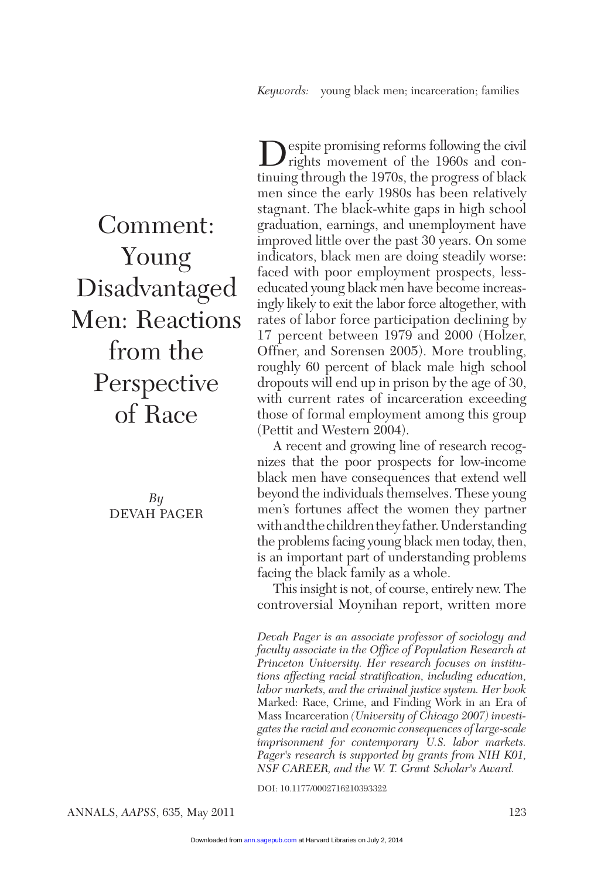*Keywords:* young black men; incarceration; families

# Comment: Young Disadvantaged Men: Reactions from the Perspective of Race

*By*
DEVAH PAGER

Despite promising reforms following the civil rights movement of the 1960s and continuing through the 1970s, the progress of black men since the early 1980s has been relatively stagnant. The black-white gaps in high school graduation, earnings, and unemployment have improved little over the past 30 years. On some indicators, black men are doing steadily worse: faced with poor employment prospects, less-educated young black men have become increasingly likely to exit the labor force altogether, with rates of labor force participation declining by 17 percent between 1979 and 2000 (Holzer, Offner, and Sorensen 2005). More troubling, roughly 60 percent of black male high school dropouts will end up in prison by the age of 30, with current rates of incarceration exceeding those of formal employment among this group (Pettit and Western 2004).

A recent and growing line of research recognizes that the poor prospects for low-income black men have consequences that extend well beyond the individuals themselves. These young men's fortunes affect the women they partner with and the children they father. Understanding the problems facing young black men today, then, is an important part of understanding problems facing the black family as a whole.

This insight is not, of course, entirely new. The controversial Moynihan report, written more

*Devah Pager is an associate professor of sociology and faculty associate in the Office of Population Research at Princeton University. Her research focuses on institutions affecting racial stratification, including education, labor markets, and the criminal justice system. Her book* Marked: Race, Crime, and Finding Work in an Era of Mass Incarceration *(University of Chicago 2007) investigates the racial and economic consequences of large-scale imprisonment for contemporary U.S. labor markets. Pager's research is supported by grants from NIH K01, NSF CAREER, and the W. T. Grant Scholar's Award.*

DOI: 10.1177/0002716210393322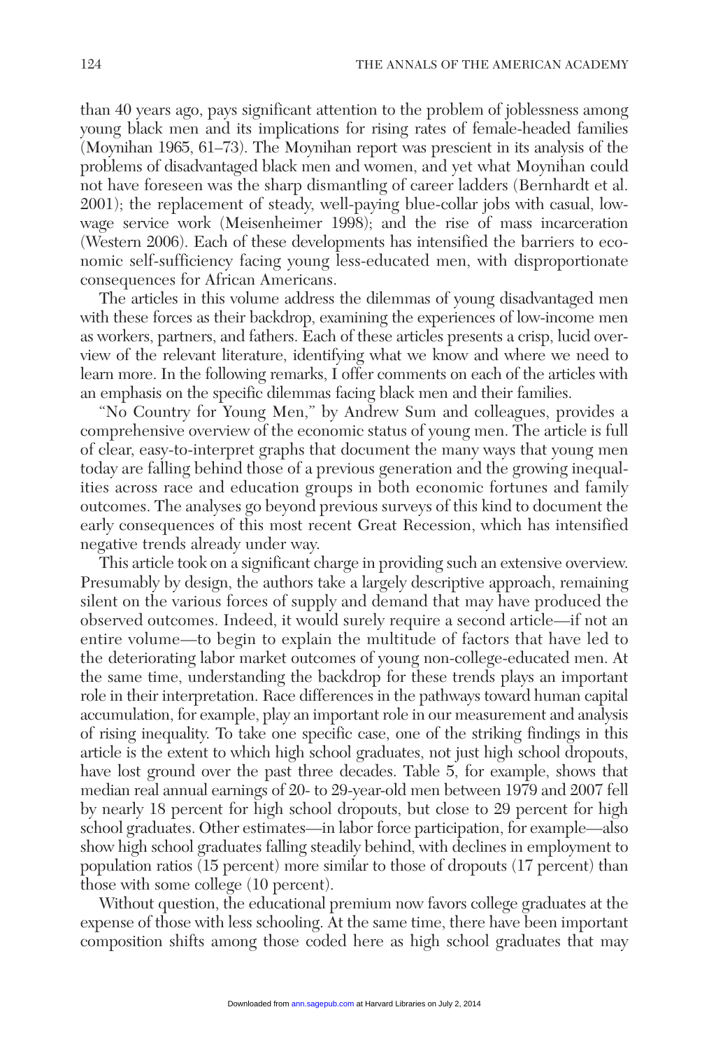than 40 years ago, pays significant attention to the problem of joblessness among young black men and its implications for rising rates of female-headed families (Moynihan 1965, 61–73). The Moynihan report was prescient in its analysis of the problems of disadvantaged black men and women, and yet what Moynihan could not have foreseen was the sharp dismantling of career ladders (Bernhardt et al. 2001); the replacement of steady, well-paying blue-collar jobs with casual, low-wage service work (Meisenheimer 1998); and the rise of mass incarceration (Western 2006). Each of these developments has intensified the barriers to economic self-sufficiency facing young less-educated men, with disproportionate consequences for African Americans.

The articles in this volume address the dilemmas of young disadvantaged men with these forces as their backdrop, examining the experiences of low-income men as workers, partners, and fathers. Each of these articles presents a crisp, lucid overview of the relevant literature, identifying what we know and where we need to learn more. In the following remarks, I offer comments on each of the articles with an emphasis on the specific dilemmas facing black men and their families.

"No Country for Young Men," by Andrew Sum and colleagues, provides a comprehensive overview of the economic status of young men. The article is full of clear, easy-to-interpret graphs that document the many ways that young men today are falling behind those of a previous generation and the growing inequalities across race and education groups in both economic fortunes and family outcomes. The analyses go beyond previous surveys of this kind to document the early consequences of this most recent Great Recession, which has intensified negative trends already under way.

This article took on a significant charge in providing such an extensive overview. Presumably by design, the authors take a largely descriptive approach, remaining silent on the various forces of supply and demand that may have produced the observed outcomes. Indeed, it would surely require a second article—if not an entire volume—to begin to explain the multitude of factors that have led to the deteriorating labor market outcomes of young non-college-educated men. At the same time, understanding the backdrop for these trends plays an important role in their interpretation. Race differences in the pathways toward human capital accumulation, for example, play an important role in our measurement and analysis of rising inequality. To take one specific case, one of the striking findings in this article is the extent to which high school graduates, not just high school dropouts, have lost ground over the past three decades. Table 5, for example, shows that median real annual earnings of 20- to 29-year-old men between 1979 and 2007 fell by nearly 18 percent for high school dropouts, but close to 29 percent for high school graduates. Other estimates—in labor force participation, for example—also show high school graduates falling steadily behind, with declines in employment to population ratios (15 percent) more similar to those of dropouts (17 percent) than those with some college (10 percent).

Without question, the educational premium now favors college graduates at the expense of those with less schooling. At the same time, there have been important composition shifts among those coded here as high school graduates that may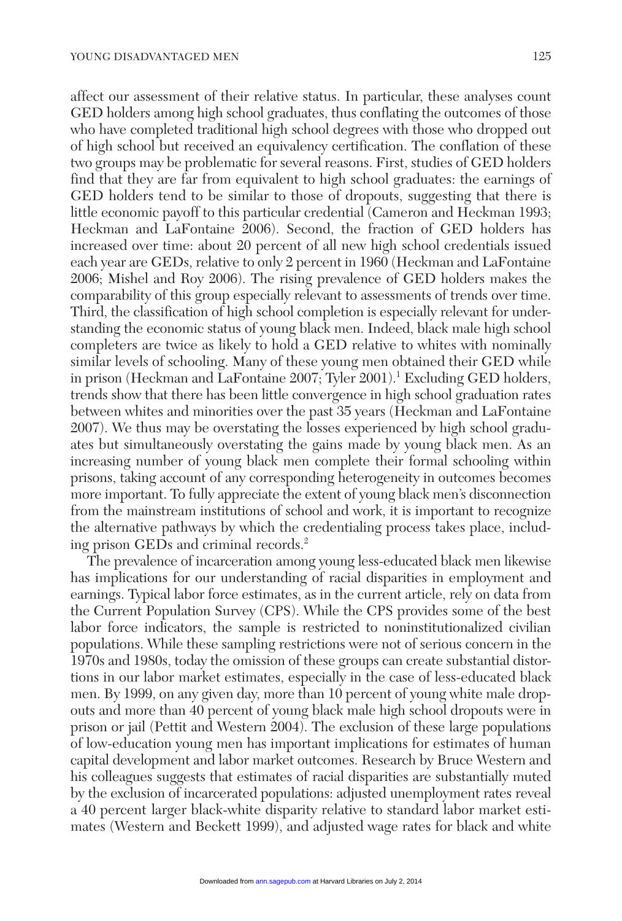affect our assessment of their relative status. In particular, these analyses count GED holders among high school graduates, thus conflating the outcomes of those who have completed traditional high school degrees with those who dropped out of high school but received an equivalency certification. The conflation of these two groups may be problematic for several reasons. First, studies of GED holders find that they are far from equivalent to high school graduates: the earnings of GED holders tend to be similar to those of dropouts, suggesting that there is little economic payoff to this particular credential (Cameron and Heckman 1993; Heckman and LaFontaine 2006). Second, the fraction of GED holders has increased over time: about 20 percent of all new high school credentials issued each year are GEDs, relative to only 2 percent in 1960 (Heckman and LaFontaine 2006; Mishel and Roy 2006). The rising prevalence of GED holders makes the comparability of this group especially relevant to assessments of trends over time. Third, the classification of high school completion is especially relevant for understanding the economic status of young black men. Indeed, black male high school completers are twice as likely to hold a GED relative to whites with nominally similar levels of schooling. Many of these young men obtained their GED while in prison (Heckman and LaFontaine 2007; Tyler 2001).[1] Excluding GED holders, trends show that there has been little convergence in high school graduation rates between whites and minorities over the past 35 years (Heckman and LaFontaine 2007). We thus may be overstating the losses experienced by high school graduates but simultaneously overstating the gains made by young black men. As an increasing number of young black men complete their formal schooling within prisons, taking account of any corresponding heterogeneity in outcomes becomes more important. To fully appreciate the extent of young black men's disconnection from the mainstream institutions of school and work, it is important to recognize the alternative pathways by which the credentialing process takes place, including prison GEDs and criminal records.[2]

The prevalence of incarceration among young less-educated black men likewise has implications for our understanding of racial disparities in employment and earnings. Typical labor force estimates, as in the current article, rely on data from the Current Population Survey (CPS). While the CPS provides some of the best labor force indicators, the sample is restricted to noninstitutionalized civilian populations. While these sampling restrictions were not of serious concern in the 1970s and 1980s, today the omission of these groups can create substantial distortions in our labor market estimates, especially in the case of less-educated black men. By 1999, on any given day, more than 10 percent of young white male dropouts and more than 40 percent of young black male high school dropouts were in prison or jail (Pettit and Western 2004). The exclusion of these large populations of low-education young men has important implications for estimates of human capital development and labor market outcomes. Research by Bruce Western and his colleagues suggests that estimates of racial disparities are substantially muted by the exclusion of incarcerated populations: adjusted unemployment rates reveal a 40 percent larger black-white disparity relative to standard labor market estimates (Western and Beckett 1999), and adjusted wage rates for black and white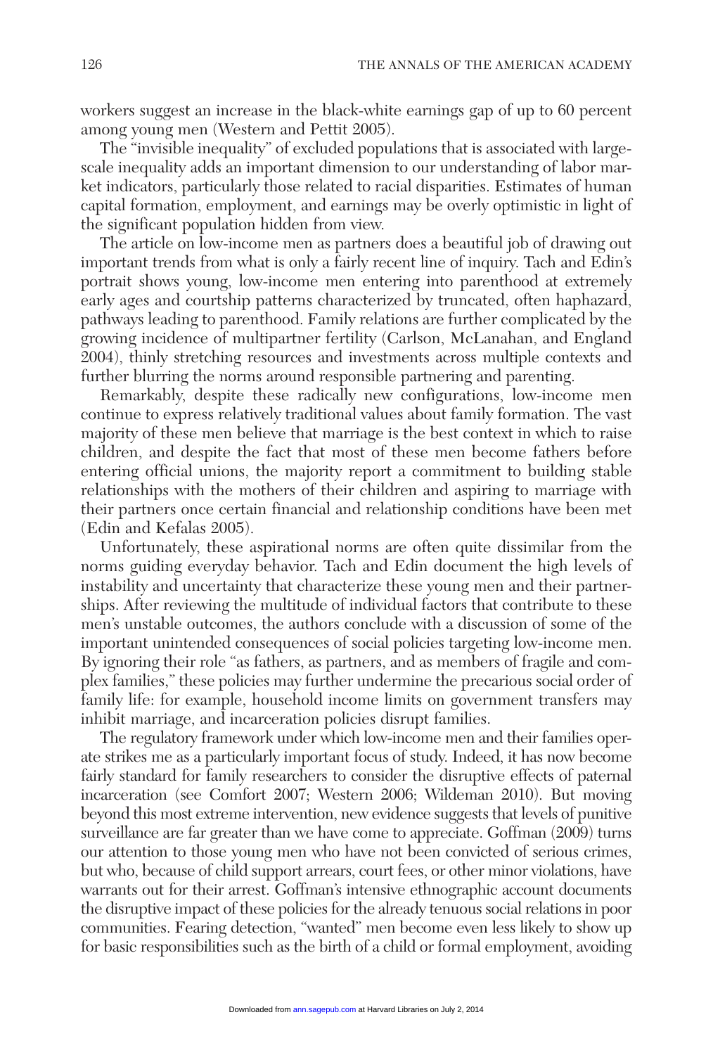workers suggest an increase in the black-white earnings gap of up to 60 percent among young men (Western and Pettit 2005).

The "invisible inequality" of excluded populations that is associated with large-scale inequality adds an important dimension to our understanding of labor market indicators, particularly those related to racial disparities. Estimates of human capital formation, employment, and earnings may be overly optimistic in light of the significant population hidden from view.

The article on low-income men as partners does a beautiful job of drawing out important trends from what is only a fairly recent line of inquiry. Tach and Edin's portrait shows young, low-income men entering into parenthood at extremely early ages and courtship patterns characterized by truncated, often haphazard, pathways leading to parenthood. Family relations are further complicated by the growing incidence of multipartner fertility (Carlson, McLanahan, and England 2004), thinly stretching resources and investments across multiple contexts and further blurring the norms around responsible partnering and parenting.

Remarkably, despite these radically new configurations, low-income men continue to express relatively traditional values about family formation. The vast majority of these men believe that marriage is the best context in which to raise children, and despite the fact that most of these men become fathers before entering official unions, the majority report a commitment to building stable relationships with the mothers of their children and aspiring to marriage with their partners once certain financial and relationship conditions have been met (Edin and Kefalas 2005).

Unfortunately, these aspirational norms are often quite dissimilar from the norms guiding everyday behavior. Tach and Edin document the high levels of instability and uncertainty that characterize these young men and their partnerships. After reviewing the multitude of individual factors that contribute to these men's unstable outcomes, the authors conclude with a discussion of some of the important unintended consequences of social policies targeting low-income men. By ignoring their role "as fathers, as partners, and as members of fragile and complex families," these policies may further undermine the precarious social order of family life: for example, household income limits on government transfers may inhibit marriage, and incarceration policies disrupt families.

The regulatory framework under which low-income men and their families operate strikes me as a particularly important focus of study. Indeed, it has now become fairly standard for family researchers to consider the disruptive effects of paternal incarceration (see Comfort 2007; Western 2006; Wildeman 2010). But moving beyond this most extreme intervention, new evidence suggests that levels of punitive surveillance are far greater than we have come to appreciate. Goffman (2009) turns our attention to those young men who have not been convicted of serious crimes, but who, because of child support arrears, court fees, or other minor violations, have warrants out for their arrest. Goffman's intensive ethnographic account documents the disruptive impact of these policies for the already tenuous social relations in poor communities. Fearing detection, "wanted" men become even less likely to show up for basic responsibilities such as the birth of a child or formal employment, avoiding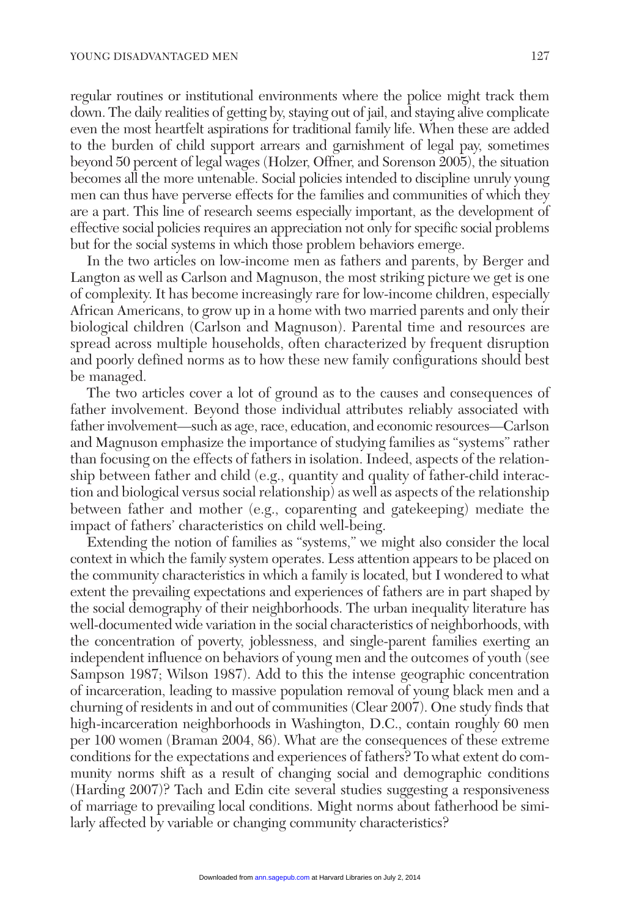regular routines or institutional environments where the police might track them down. The daily realities of getting by, staying out of jail, and staying alive complicate even the most heartfelt aspirations for traditional family life. When these are added to the burden of child support arrears and garnishment of legal pay, sometimes beyond 50 percent of legal wages (Holzer, Offner, and Sorenson 2005), the situation becomes all the more untenable. Social policies intended to discipline unruly young men can thus have perverse effects for the families and communities of which they are a part. This line of research seems especially important, as the development of effective social policies requires an appreciation not only for specific social problems but for the social systems in which those problem behaviors emerge.

In the two articles on low-income men as fathers and parents, by Berger and Langton as well as Carlson and Magnuson, the most striking picture we get is one of complexity. It has become increasingly rare for low-income children, especially African Americans, to grow up in a home with two married parents and only their biological children (Carlson and Magnuson). Parental time and resources are spread across multiple households, often characterized by frequent disruption and poorly defined norms as to how these new family configurations should best be managed.

The two articles cover a lot of ground as to the causes and consequences of father involvement. Beyond those individual attributes reliably associated with father involvement—such as age, race, education, and economic resources—Carlson and Magnuson emphasize the importance of studying families as "systems" rather than focusing on the effects of fathers in isolation. Indeed, aspects of the relationship between father and child (e.g., quantity and quality of father-child interaction and biological versus social relationship) as well as aspects of the relationship between father and mother (e.g., coparenting and gatekeeping) mediate the impact of fathers' characteristics on child well-being.

Extending the notion of families as "systems," we might also consider the local context in which the family system operates. Less attention appears to be placed on the community characteristics in which a family is located, but I wondered to what extent the prevailing expectations and experiences of fathers are in part shaped by the social demography of their neighborhoods. The urban inequality literature has well-documented wide variation in the social characteristics of neighborhoods, with the concentration of poverty, joblessness, and single-parent families exerting an independent influence on behaviors of young men and the outcomes of youth (see Sampson 1987; Wilson 1987). Add to this the intense geographic concentration of incarceration, leading to massive population removal of young black men and a churning of residents in and out of communities (Clear 2007). One study finds that high-incarceration neighborhoods in Washington, D.C., contain roughly 60 men per 100 women (Braman 2004, 86). What are the consequences of these extreme conditions for the expectations and experiences of fathers? To what extent do community norms shift as a result of changing social and demographic conditions (Harding 2007)? Tach and Edin cite several studies suggesting a responsiveness of marriage to prevailing local conditions. Might norms about fatherhood be similarly affected by variable or changing community characteristics?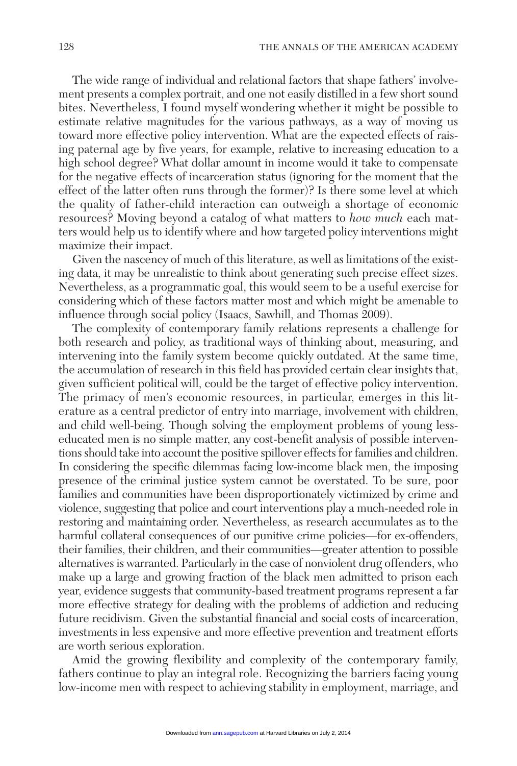The wide range of individual and relational factors that shape fathers' involvement presents a complex portrait, and one not easily distilled in a few short sound bites. Nevertheless, I found myself wondering whether it might be possible to estimate relative magnitudes for the various pathways, as a way of moving us toward more effective policy intervention. What are the expected effects of raising paternal age by five years, for example, relative to increasing education to a high school degree? What dollar amount in income would it take to compensate for the negative effects of incarceration status (ignoring for the moment that the effect of the latter often runs through the former)? Is there some level at which the quality of father-child interaction can outweigh a shortage of economic resources? Moving beyond a catalog of what matters to *how much* each matters would help us to identify where and how targeted policy interventions might maximize their impact.

Given the nascency of much of this literature, as well as limitations of the existing data, it may be unrealistic to think about generating such precise effect sizes. Nevertheless, as a programmatic goal, this would seem to be a useful exercise for considering which of these factors matter most and which might be amenable to influence through social policy (Isaacs, Sawhill, and Thomas 2009).

The complexity of contemporary family relations represents a challenge for both research and policy, as traditional ways of thinking about, measuring, and intervening into the family system become quickly outdated. At the same time, the accumulation of research in this field has provided certain clear insights that, given sufficient political will, could be the target of effective policy intervention. The primacy of men's economic resources, in particular, emerges in this literature as a central predictor of entry into marriage, involvement with children, and child well-being. Though solving the employment problems of young less-educated men is no simple matter, any cost-benefit analysis of possible interventions should take into account the positive spillover effects for families and children. In considering the specific dilemmas facing low-income black men, the imposing presence of the criminal justice system cannot be overstated. To be sure, poor families and communities have been disproportionately victimized by crime and violence, suggesting that police and court interventions play a much-needed role in restoring and maintaining order. Nevertheless, as research accumulates as to the harmful collateral consequences of our punitive crime policies—for ex-offenders, their families, their children, and their communities—greater attention to possible alternatives is warranted. Particularly in the case of nonviolent drug offenders, who make up a large and growing fraction of the black men admitted to prison each year, evidence suggests that community-based treatment programs represent a far more effective strategy for dealing with the problems of addiction and reducing future recidivism. Given the substantial financial and social costs of incarceration, investments in less expensive and more effective prevention and treatment efforts are worth serious exploration.

Amid the growing flexibility and complexity of the contemporary family, fathers continue to play an integral role. Recognizing the barriers facing young low-income men with respect to achieving stability in employment, marriage, and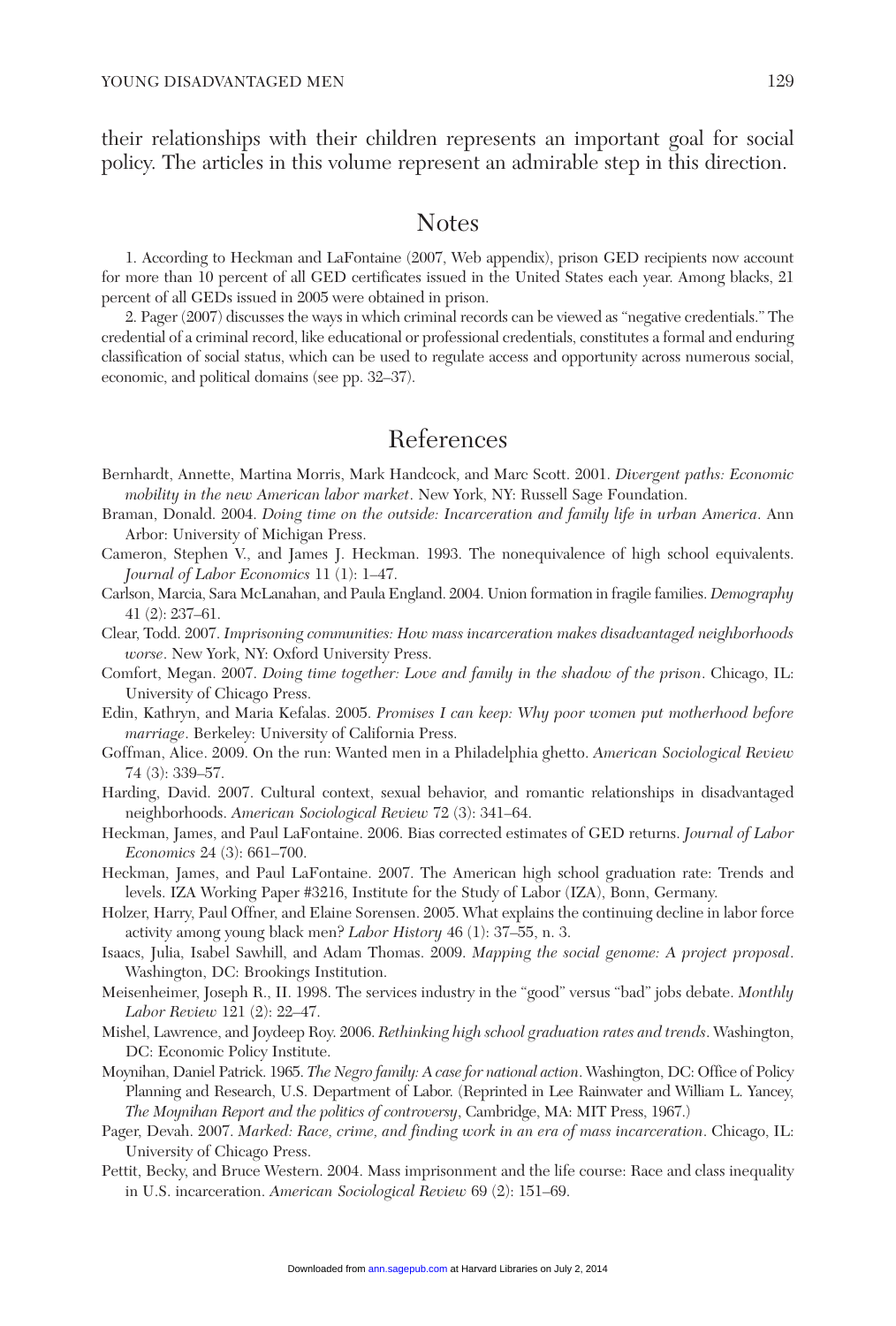their relationships with their children represents an important goal for social policy. The articles in this volume represent an admirable step in this direction.

## Notes

1. According to Heckman and LaFontaine (2007, Web appendix), prison GED recipients now account for more than 10 percent of all GED certificates issued in the United States each year. Among blacks, 21 percent of all GEDs issued in 2005 were obtained in prison.

2. Pager (2007) discusses the ways in which criminal records can be viewed as "negative credentials." The credential of a criminal record, like educational or professional credentials, constitutes a formal and enduring classification of social status, which can be used to regulate access and opportunity across numerous social, economic, and political domains (see pp. 32–37).

## References

Bernhardt, Annette, Martina Morris, Mark Handcock, and Marc Scott. 2001. *Divergent paths: Economic mobility in the new American labor market*. New York, NY: Russell Sage Foundation.

Braman, Donald. 2004. *Doing time on the outside: Incarceration and family life in urban America*. Ann Arbor: University of Michigan Press.

Cameron, Stephen V., and James J. Heckman. 1993. The nonequivalence of high school equivalents. *Journal of Labor Economics* 11 (1): 1–47.

Carlson, Marcia, Sara McLanahan, and Paula England. 2004. Union formation in fragile families. *Demography* 41 (2): 237–61.

Clear, Todd. 2007. *Imprisoning communities: How mass incarceration makes disadvantaged neighborhoods worse*. New York, NY: Oxford University Press.

Comfort, Megan. 2007. *Doing time together: Love and family in the shadow of the prison*. Chicago, IL: University of Chicago Press.

Edin, Kathryn, and Maria Kefalas. 2005. *Promises I can keep: Why poor women put motherhood before marriage*. Berkeley: University of California Press.

Goffman, Alice. 2009. On the run: Wanted men in a Philadelphia ghetto. *American Sociological Review* 74 (3): 339–57.

Harding, David. 2007. Cultural context, sexual behavior, and romantic relationships in disadvantaged neighborhoods. *American Sociological Review* 72 (3): 341–64.

Heckman, James, and Paul LaFontaine. 2006. Bias corrected estimates of GED returns. *Journal of Labor Economics* 24 (3): 661–700.

Heckman, James, and Paul LaFontaine. 2007. The American high school graduation rate: Trends and levels. IZA Working Paper #3216, Institute for the Study of Labor (IZA), Bonn, Germany.

Holzer, Harry, Paul Offner, and Elaine Sorensen. 2005. What explains the continuing decline in labor force activity among young black men? *Labor History* 46 (1): 37–55, n. 3.

Isaacs, Julia, Isabel Sawhill, and Adam Thomas. 2009. *Mapping the social genome: A project proposal*. Washington, DC: Brookings Institution.

Meisenheimer, Joseph R., II. 1998. The services industry in the "good" versus "bad" jobs debate. *Monthly Labor Review* 121 (2): 22–47.

Mishel, Lawrence, and Joydeep Roy. 2006. *Rethinking high school graduation rates and trends*. Washington, DC: Economic Policy Institute.

Moynihan, Daniel Patrick. 1965. *The Negro family: A case for national action*. Washington, DC: Office of Policy Planning and Research, U.S. Department of Labor. (Reprinted in Lee Rainwater and William L. Yancey, *The Moynihan Report and the politics of controversy*, Cambridge, MA: MIT Press, 1967.)

Pager, Devah. 2007. *Marked: Race, crime, and finding work in an era of mass incarceration*. Chicago, IL: University of Chicago Press.

Pettit, Becky, and Bruce Western. 2004. Mass imprisonment and the life course: Race and class inequality in U.S. incarceration. *American Sociological Review* 69 (2): 151–69.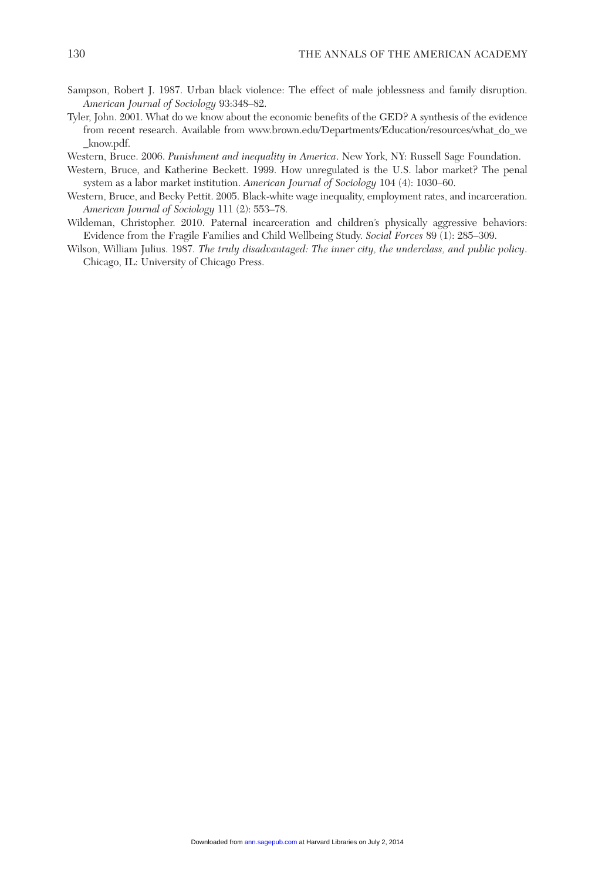Sampson, Robert J. 1987. Urban black violence: The effect of male joblessness and family disruption. *American Journal of Sociology* 93:348–82.

Tyler, John. 2001. What do we know about the economic benefits of the GED? A synthesis of the evidence from recent research. Available from www.brown.edu/Departments/Education/resources/what_do_we_know.pdf.

Western, Bruce. 2006. *Punishment and inequality in America*. New York, NY: Russell Sage Foundation.

Western, Bruce, and Katherine Beckett. 1999. How unregulated is the U.S. labor market? The penal system as a labor market institution. *American Journal of Sociology* 104 (4): 1030–60.

Western, Bruce, and Becky Pettit. 2005. Black-white wage inequality, employment rates, and incarceration. *American Journal of Sociology* 111 (2): 553–78.

Wildeman, Christopher. 2010. Paternal incarceration and children's physically aggressive behaviors: Evidence from the Fragile Families and Child Wellbeing Study. *Social Forces* 89 (1): 285–309.

Wilson, William Julius. 1987. *The truly disadvantaged: The inner city, the underclass, and public policy*. Chicago, IL: University of Chicago Press.